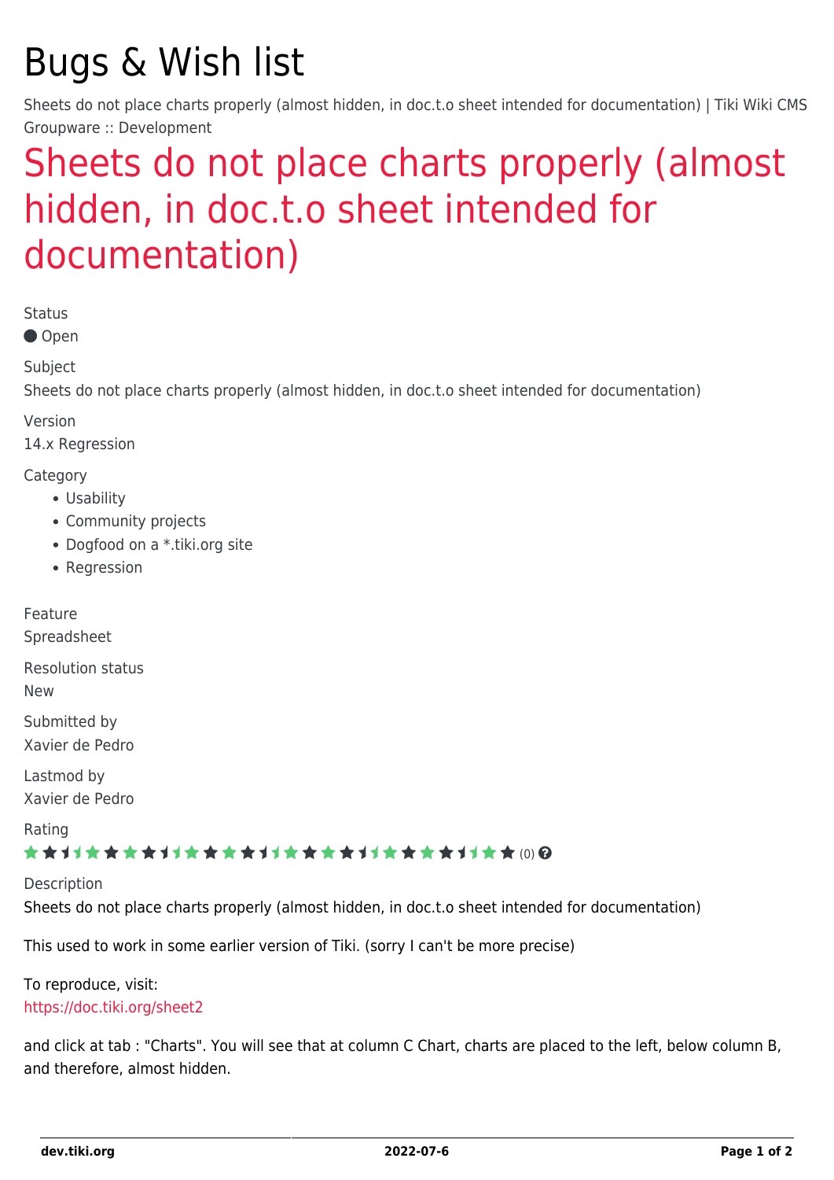# Bugs & Wish list

Sheets do not place charts properly (almost hidden, in doc.t.o sheet intended for documentation) | Tiki Wiki CMS Groupware :: Development

## Sheets do not place charts properly (almost hidden, in doc.t.o sheet intended for documentation)

Status

● Open

Subject

Sheets do not place charts properly (almost hidden, in doc.t.o sheet intended for documentation)

Version

14.x Regression

Category

- Usability
- Community projects
- Dogfood on a *.tiki.org site
- Regression

Feature

Spreadsheet

Resolution status

New

Submitted by

Xavier de Pedro

Lastmod by

Xavier de Pedro

Rating

(0)

Description

Sheets do not place charts properly (almost hidden, in doc.t.o sheet intended for documentation)

This used to work in some earlier version of Tiki. (sorry I can't be more precise)

To reproduce, visit:
https://doc.tiki.org/sheet2

and click at tab : "Charts". You will see that at column C Chart, charts are placed to the left, below column B, and therefore, almost hidden.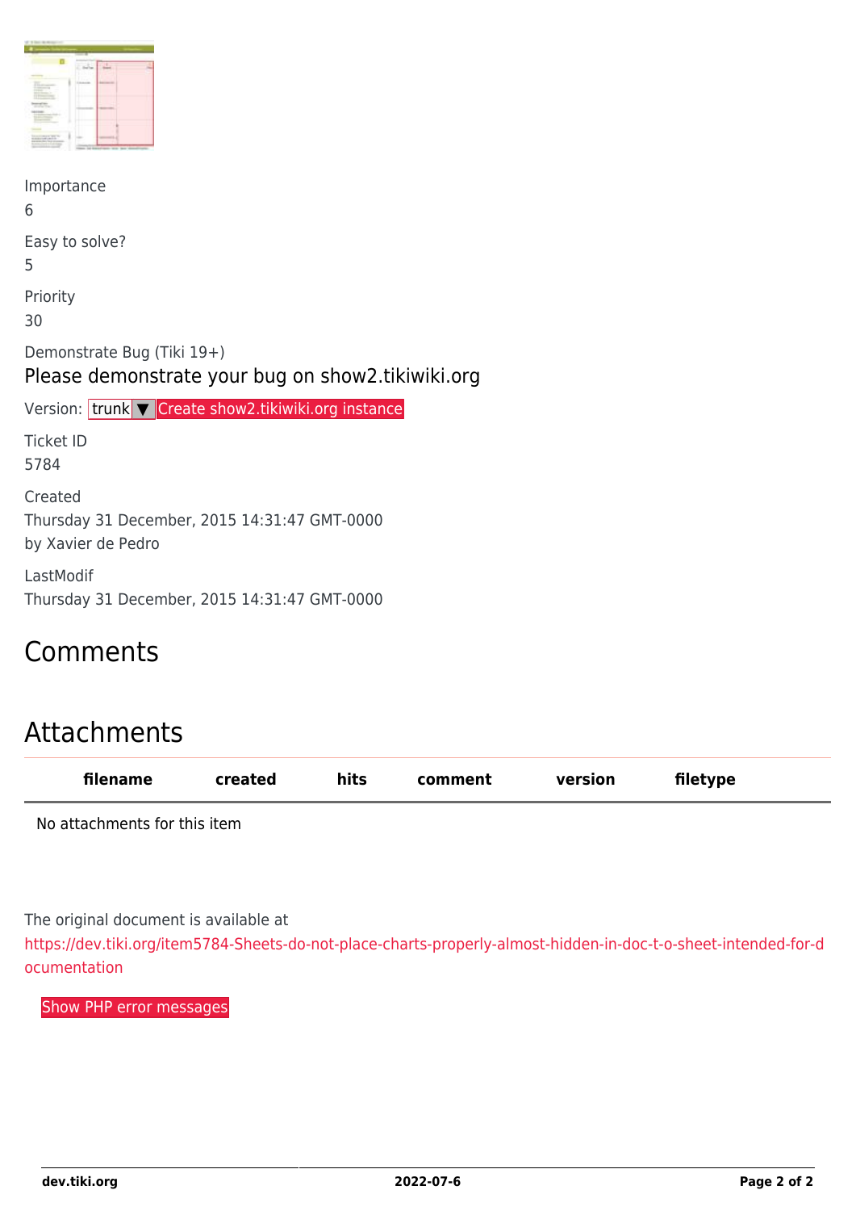Importance

6

Easy to solve?

5

Priority

30

Demonstrate Bug (Tiki 19+)

Please demonstrate your bug on show2.tikiwiki.org

Version: trunk ▼ Create show2.tikiwiki.org instance

Ticket ID

5784

Created

Thursday 31 December, 2015 14:31:47 GMT-0000

by Xavier de Pedro

LastModif

Thursday 31 December, 2015 14:31:47 GMT-0000

## Comments

## Attachments

| filename | created | hits | comment | version | filetype |
| --- | --- | --- | --- | --- | --- |
| No attachments for this item | | | | | |

The original document is available at

https://dev.tiki.org/item5784-Sheets-do-not-place-charts-properly-almost-hidden-in-doc-t-o-sheet-intended-for-documentation

Show PHP error messages